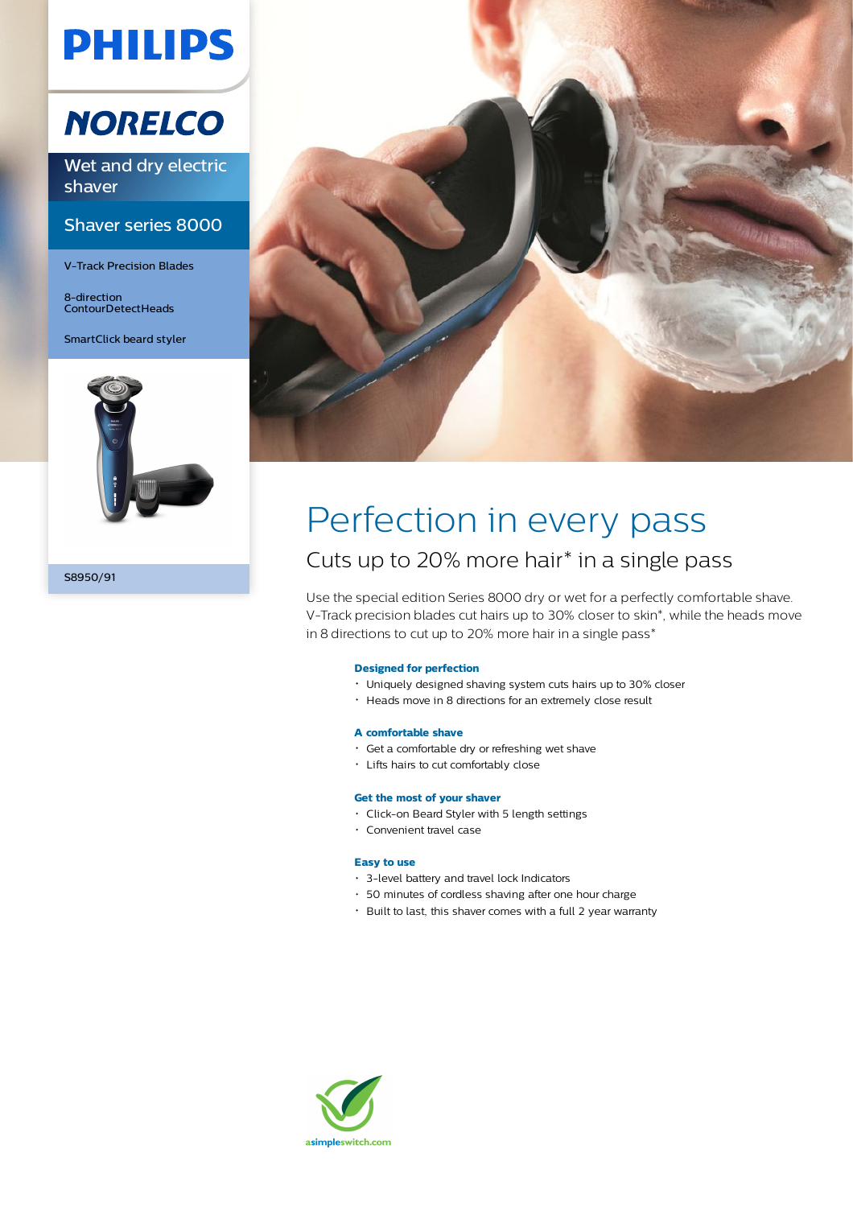# PHILIPS

## NORELCO

Wet and dry electric shaver

Shaver series 8000

V-Track Precision Blades

8-direction ContourDetectHeads

SmartClick beard styler

S8950/91

# Perfection in every pass

## Cuts up to 20% more hair* in a single pass

Use the special edition Series 8000 dry or wet for a perfectly comfortable shave. V-Track precision blades cut hairs up to 30% closer to skin*, while the heads move in 8 directions to cut up to 20% more hair in a single pass*

**Designed for perfection**

- Uniquely designed shaving system cuts hairs up to 30% closer
- Heads move in 8 directions for an extremely close result

**A comfortable shave**

- Get a comfortable dry or refreshing wet shave
- Lifts hairs to cut comfortably close

**Get the most of your shaver**

- Click-on Beard Styler with 5 length settings
- Convenient travel case

**Easy to use**

- 3-level battery and travel lock Indicators
- 50 minutes of cordless shaving after one hour charge
- Built to last, this shaver comes with a full 2 year warranty

asimpleswitch.com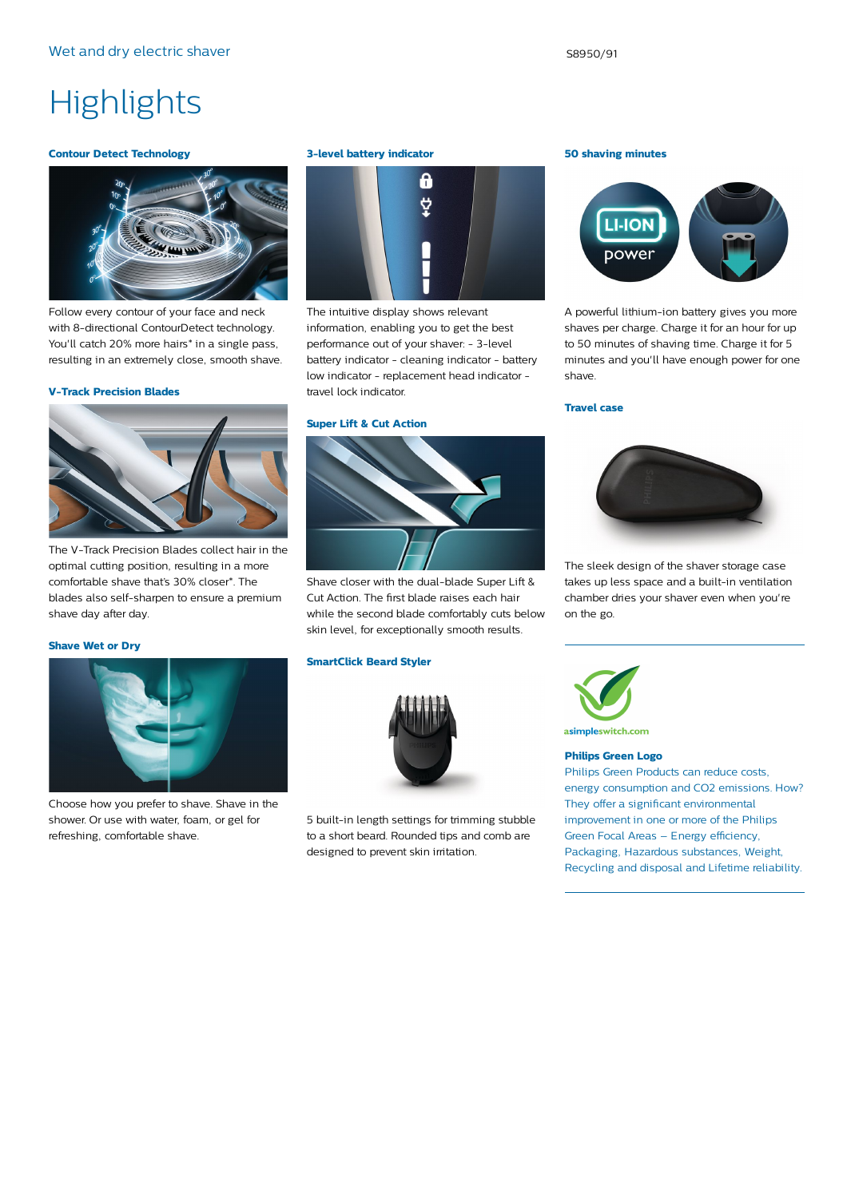Wet and dry electric shaver

S8950/91

# Highlights

### Contour Detect Technology

Follow every contour of your face and neck with 8-directional ContourDetect technology. You'll catch 20% more hairs* in a single pass, resulting in an extremely close, smooth shave.

### V-Track Precision Blades

The V-Track Precision Blades collect hair in the optimal cutting position, resulting in a more comfortable shave that's 30% closer*. The blades also self-sharpen to ensure a premium shave day after day.

### Shave Wet or Dry

Choose how you prefer to shave. Shave in the shower. Or use with water, foam, or gel for refreshing, comfortable shave.

### 3-level battery indicator

The intuitive display shows relevant information, enabling you to get the best performance out of your shaver: - 3-level battery indicator - cleaning indicator - battery low indicator - replacement head indicator - travel lock indicator.

### Super Lift & Cut Action

Shave closer with the dual-blade Super Lift & Cut Action. The first blade raises each hair while the second blade comfortably cuts below skin level, for exceptionally smooth results.

### SmartClick Beard Styler

5 built-in length settings for trimming stubble to a short beard. Rounded tips and comb are designed to prevent skin irritation.

### 50 shaving minutes

A powerful lithium-ion battery gives you more shaves per charge. Charge it for an hour for up to 50 minutes of shaving time. Charge it for 5 minutes and you'll have enough power for one shave.

### Travel case

The sleek design of the shaver storage case takes up less space and a built-in ventilation chamber dries your shaver even when you're on the go.

asimpleswitch.com

### Philips Green Logo

Philips Green Products can reduce costs, energy consumption and CO2 emissions. How? They offer a significant environmental improvement in one or more of the Philips Green Focal Areas – Energy efficiency, Packaging, Hazardous substances, Weight, Recycling and disposal and Lifetime reliability.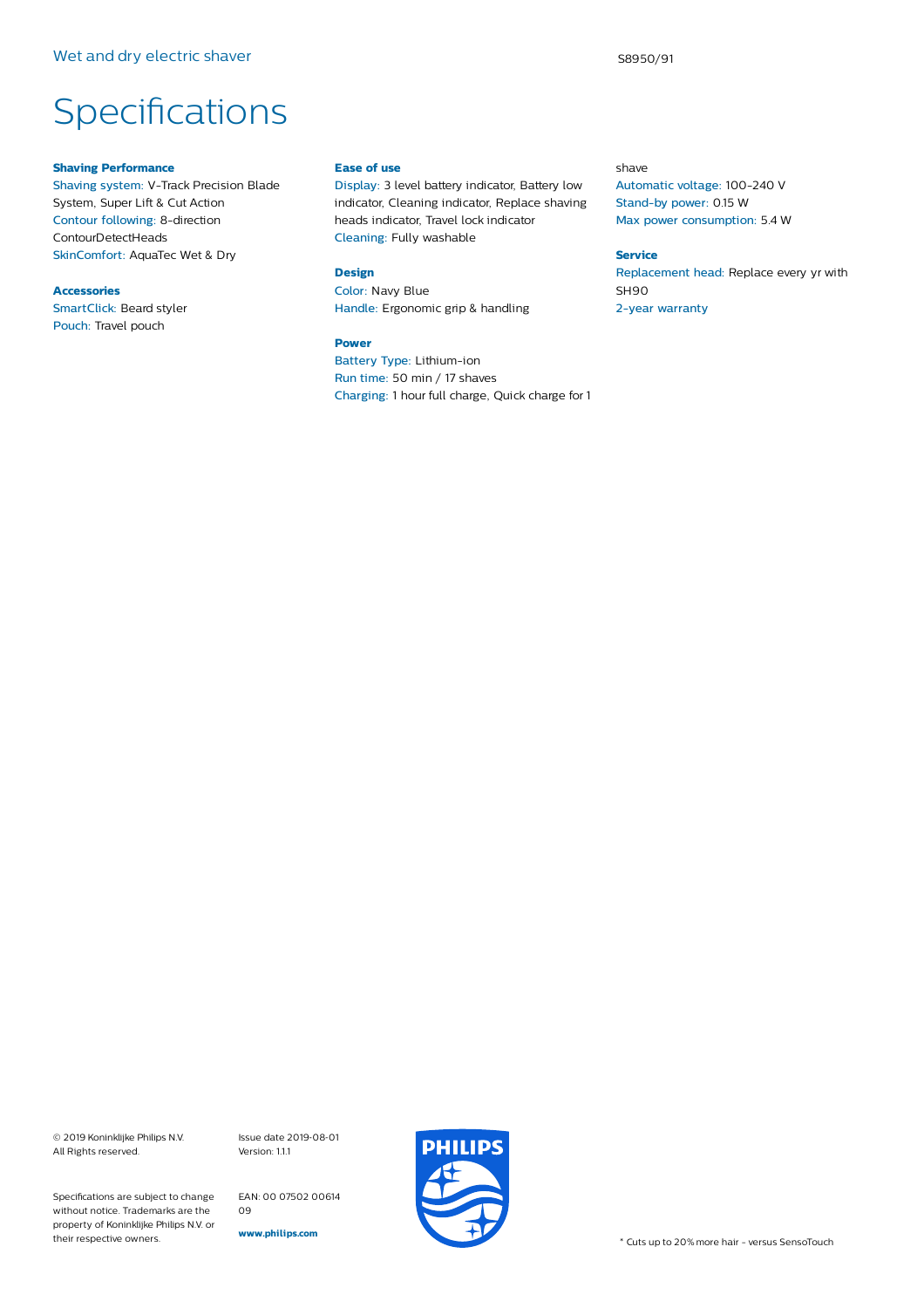# Specifications

### Shaving Performance

Shaving system: V-Track Precision Blade System, Super Lift & Cut Action
Contour following: 8-direction ContourDetectHeads
SkinComfort: AquaTec Wet & Dry

### Accessories

SmartClick: Beard styler
Pouch: Travel pouch

### Ease of use

Display: 3 level battery indicator, Battery low indicator, Cleaning indicator, Replace shaving heads indicator, Travel lock indicator
Cleaning: Fully washable

### Design

Color: Navy Blue
Handle: Ergonomic grip & handling

### Power

Battery Type: Lithium-ion
Run time: 50 min / 17 shaves
Charging: 1 hour full charge, Quick charge for 1 shave
Automatic voltage: 100-240 V
Stand-by power: 0.15 W
Max power consumption: 5.4 W

### Service

Replacement head: Replace every yr with SH90
2-year warranty

© 2019 Koninklijke Philips N.V.
All Rights reserved.

Specifications are subject to change without notice. Trademarks are the property of Koninklijke Philips N.V. or their respective owners.

Issue date 2019-08-01
Version: 1.1.1

EAN: 00 07502 00614 09

www.philips.com

\* Cuts up to 20% more hair - versus SensoTouch